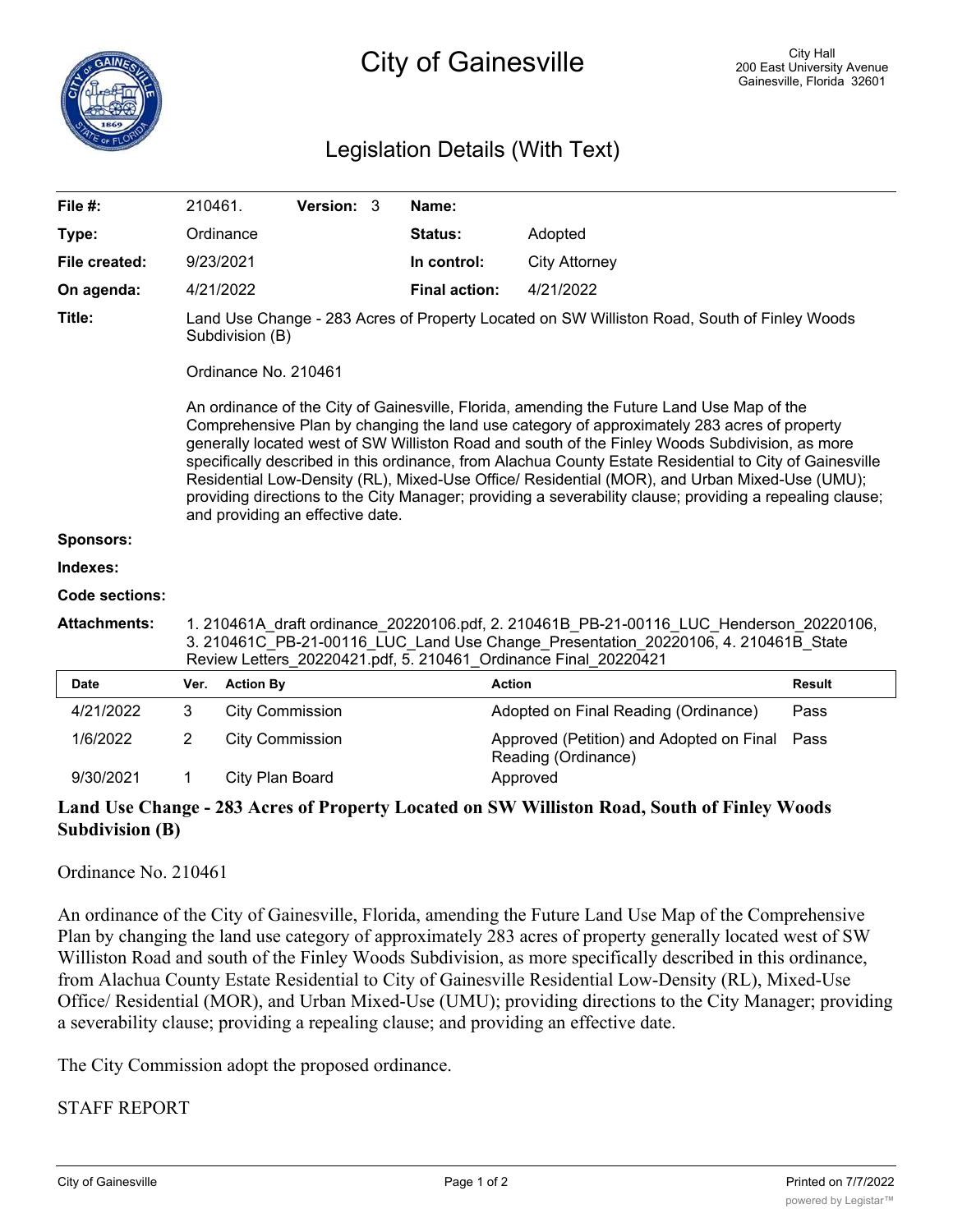# City of Gainesville

City Hall
200 East University Avenue
Gainesville, Florida 32601

## Legislation Details (With Text)

| | | | |
|---|---|---|---|
| **File #:** | 210461. **Version:** 3 | **Name:** | |
| **Type:** | Ordinance | **Status:** | Adopted |
| **File created:** | 9/23/2021 | **In control:** | City Attorney |
| **On agenda:** | 4/21/2022 | **Final action:** | 4/21/2022 |

**Title:** Land Use Change - 283 Acres of Property Located on SW Williston Road, South of Finley Woods Subdivision (B)

Ordinance No. 210461

An ordinance of the City of Gainesville, Florida, amending the Future Land Use Map of the Comprehensive Plan by changing the land use category of approximately 283 acres of property generally located west of SW Williston Road and south of the Finley Woods Subdivision, as more specifically described in this ordinance, from Alachua County Estate Residential to City of Gainesville Residential Low-Density (RL), Mixed-Use Office/ Residential (MOR), and Urban Mixed-Use (UMU); providing directions to the City Manager; providing a severability clause; providing a repealing clause; and providing an effective date.

**Sponsors:**

**Indexes:**

**Code sections:**

**Attachments:** 1. 210461A_draft ordinance_20220106.pdf, 2. 210461B_PB-21-00116_LUC_Henderson_20220106, 3. 210461C_PB-21-00116_LUC_Land Use Change_Presentation_20220106, 4. 210461B_State Review Letters_20220421.pdf, 5. 210461_Ordinance Final_20220421

| Date | Ver. | Action By | Action | Result |
|---|---|---|---|---|
| 4/21/2022 | 3 | City Commission | Adopted on Final Reading (Ordinance) | Pass |
| 1/6/2022 | 2 | City Commission | Approved (Petition) and Adopted on Final Reading (Ordinance) | Pass |
| 9/30/2021 | 1 | City Plan Board | Approved | |

**Land Use Change - 283 Acres of Property Located on SW Williston Road, South of Finley Woods Subdivision (B)**

Ordinance No. 210461

An ordinance of the City of Gainesville, Florida, amending the Future Land Use Map of the Comprehensive Plan by changing the land use category of approximately 283 acres of property generally located west of SW Williston Road and south of the Finley Woods Subdivision, as more specifically described in this ordinance, from Alachua County Estate Residential to City of Gainesville Residential Low-Density (RL), Mixed-Use Office/ Residential (MOR), and Urban Mixed-Use (UMU); providing directions to the City Manager; providing a severability clause; providing a repealing clause; and providing an effective date.

The City Commission adopt the proposed ordinance.

STAFF REPORT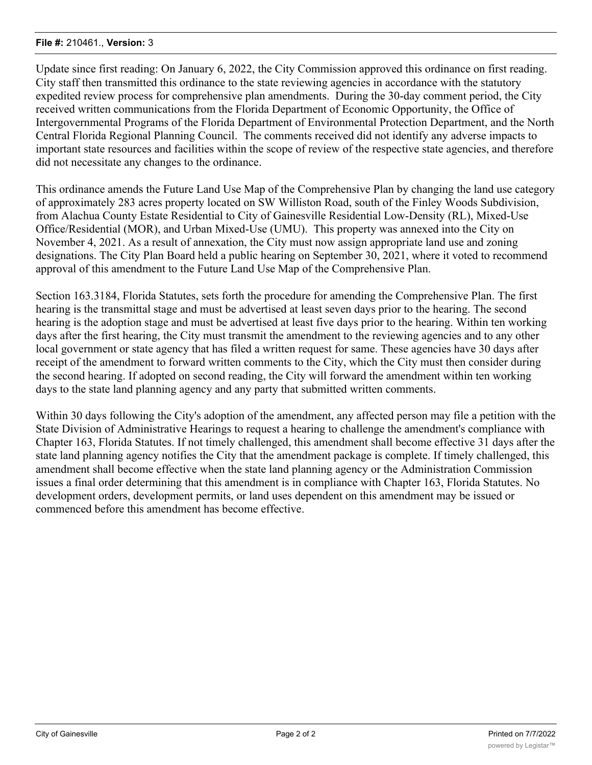Update since first reading: On January 6, 2022, the City Commission approved this ordinance on first reading. City staff then transmitted this ordinance to the state reviewing agencies in accordance with the statutory expedited review process for comprehensive plan amendments. During the 30-day comment period, the City received written communications from the Florida Department of Economic Opportunity, the Office of Intergovernmental Programs of the Florida Department of Environmental Protection Department, and the North Central Florida Regional Planning Council. The comments received did not identify any adverse impacts to important state resources and facilities within the scope of review of the respective state agencies, and therefore did not necessitate any changes to the ordinance.

This ordinance amends the Future Land Use Map of the Comprehensive Plan by changing the land use category of approximately 283 acres property located on SW Williston Road, south of the Finley Woods Subdivision, from Alachua County Estate Residential to City of Gainesville Residential Low-Density (RL), Mixed-Use Office/Residential (MOR), and Urban Mixed-Use (UMU). This property was annexed into the City on November 4, 2021. As a result of annexation, the City must now assign appropriate land use and zoning designations. The City Plan Board held a public hearing on September 30, 2021, where it voted to recommend approval of this amendment to the Future Land Use Map of the Comprehensive Plan.

Section 163.3184, Florida Statutes, sets forth the procedure for amending the Comprehensive Plan. The first hearing is the transmittal stage and must be advertised at least seven days prior to the hearing. The second hearing is the adoption stage and must be advertised at least five days prior to the hearing. Within ten working days after the first hearing, the City must transmit the amendment to the reviewing agencies and to any other local government or state agency that has filed a written request for same. These agencies have 30 days after receipt of the amendment to forward written comments to the City, which the City must then consider during the second hearing. If adopted on second reading, the City will forward the amendment within ten working days to the state land planning agency and any party that submitted written comments.

Within 30 days following the City's adoption of the amendment, any affected person may file a petition with the State Division of Administrative Hearings to request a hearing to challenge the amendment's compliance with Chapter 163, Florida Statutes. If not timely challenged, this amendment shall become effective 31 days after the state land planning agency notifies the City that the amendment package is complete. If timely challenged, this amendment shall become effective when the state land planning agency or the Administration Commission issues a final order determining that this amendment is in compliance with Chapter 163, Florida Statutes. No development orders, development permits, or land uses dependent on this amendment may be issued or commenced before this amendment has become effective.